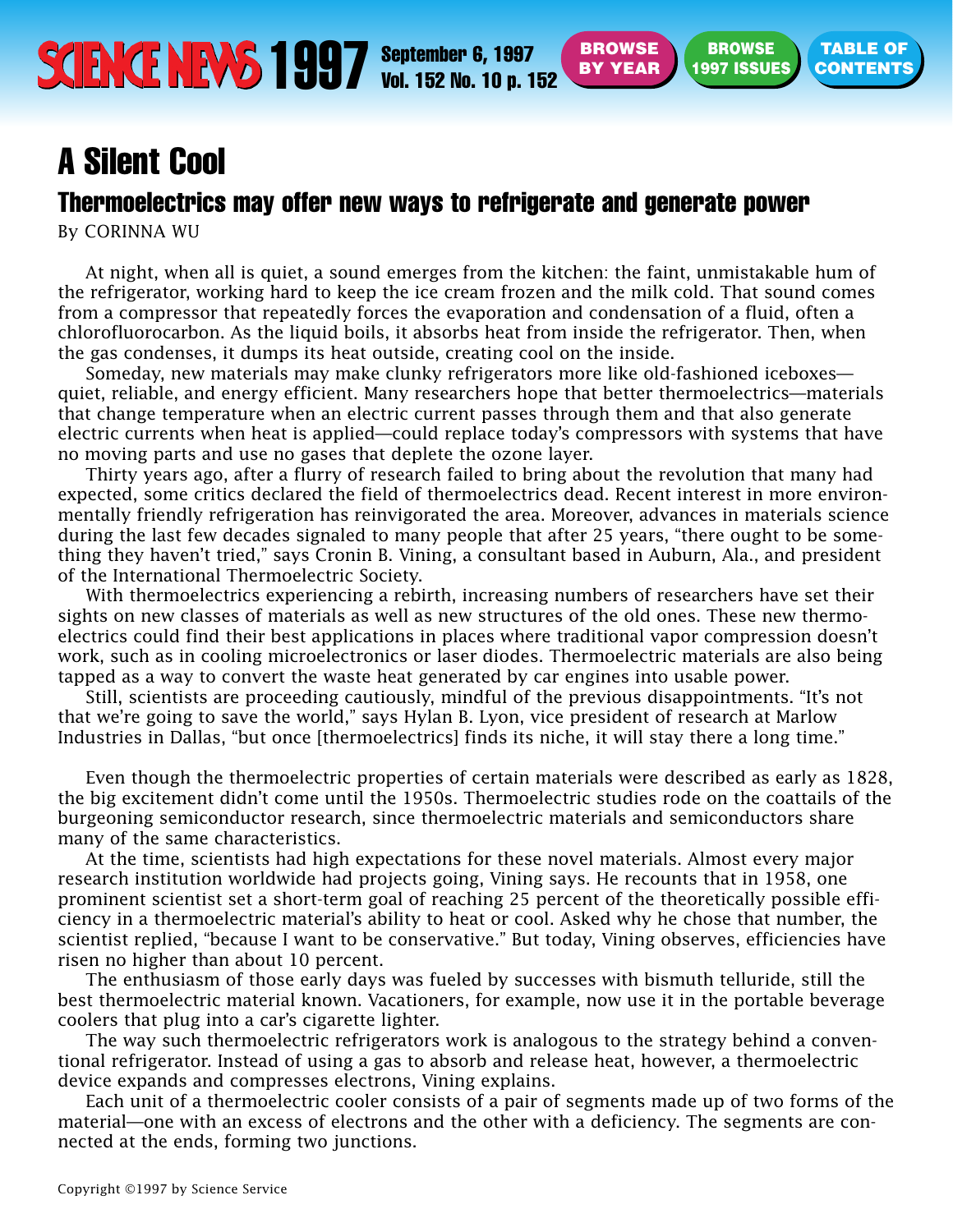# A Silent Cool

## Thermoelectrics may offer new ways to refrigerate and generate power

By CORINNA WU

At night, when all is quiet, a sound emerges from the kitchen: the faint, unmistakable hum of the refrigerator, working hard to keep the ice cream frozen and the milk cold. That sound comes from a compressor that repeatedly forces the evaporation and condensation of a fluid, often a chlorofluorocarbon. As the liquid boils, it absorbs heat from inside the refrigerator. Then, when the gas condenses, it dumps its heat outside, creating cool on the inside.

Someday, new materials may make clunky refrigerators more like old-fashioned iceboxes—quiet, reliable, and energy efficient. Many researchers hope that better thermoelectrics—materials that change temperature when an electric current passes through them and that also generate electric currents when heat is applied—could replace today's compressors with systems that have no moving parts and use no gases that deplete the ozone layer.

Thirty years ago, after a flurry of research failed to bring about the revolution that many had expected, some critics declared the field of thermoelectrics dead. Recent interest in more environmentally friendly refrigeration has reinvigorated the area. Moreover, advances in materials science during the last few decades signaled to many people that after 25 years, "there ought to be something they haven't tried," says Cronin B. Vining, a consultant based in Auburn, Ala., and president of the International Thermoelectric Society.

With thermoelectrics experiencing a rebirth, increasing numbers of researchers have set their sights on new classes of materials as well as new structures of the old ones. These new thermoelectrics could find their best applications in places where traditional vapor compression doesn't work, such as in cooling microelectronics or laser diodes. Thermoelectric materials are also being tapped as a way to convert the waste heat generated by car engines into usable power.

Still, scientists are proceeding cautiously, mindful of the previous disappointments. "It's not that we're going to save the world," says Hylan B. Lyon, vice president of research at Marlow Industries in Dallas, "but once [thermoelectrics] finds its niche, it will stay there a long time."

Even though the thermoelectric properties of certain materials were described as early as 1828, the big excitement didn't come until the 1950s. Thermoelectric studies rode on the coattails of the burgeoning semiconductor research, since thermoelectric materials and semiconductors share many of the same characteristics.

At the time, scientists had high expectations for these novel materials. Almost every major research institution worldwide had projects going, Vining says. He recounts that in 1958, one prominent scientist set a short-term goal of reaching 25 percent of the theoretically possible efficiency in a thermoelectric material's ability to heat or cool. Asked why he chose that number, the scientist replied, "because I want to be conservative." But today, Vining observes, efficiencies have risen no higher than about 10 percent.

The enthusiasm of those early days was fueled by successes with bismuth telluride, still the best thermoelectric material known. Vacationers, for example, now use it in the portable beverage coolers that plug into a car's cigarette lighter.

The way such thermoelectric refrigerators work is analogous to the strategy behind a conventional refrigerator. Instead of using a gas to absorb and release heat, however, a thermoelectric device expands and compresses electrons, Vining explains.

Each unit of a thermoelectric cooler consists of a pair of segments made up of two forms of the material—one with an excess of electrons and the other with a deficiency. The segments are connected at the ends, forming two junctions.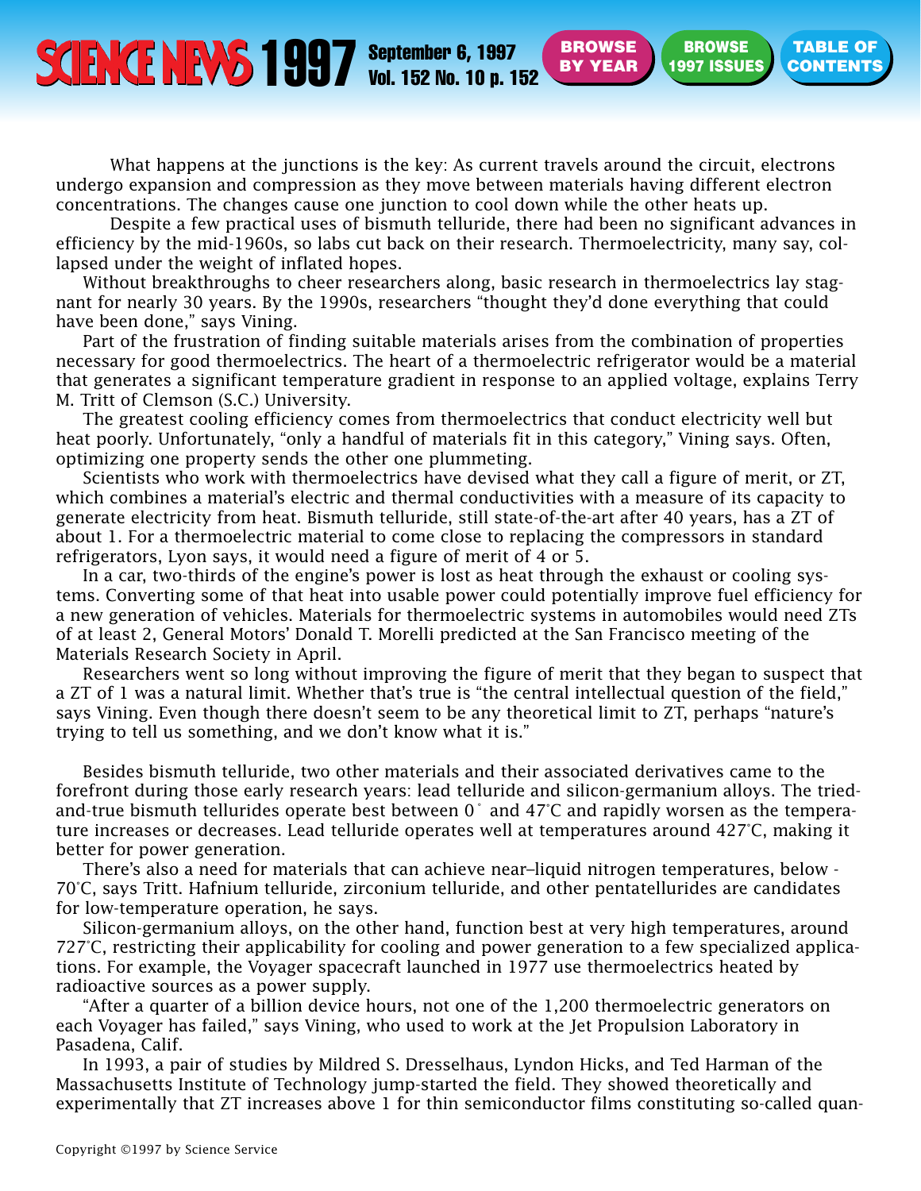What happens at the junctions is the key: As current travels around the circuit, electrons undergo expansion and compression as they move between materials having different electron concentrations. The changes cause one junction to cool down while the other heats up.

Despite a few practical uses of bismuth telluride, there had been no significant advances in efficiency by the mid-1960s, so labs cut back on their research. Thermoelectricity, many say, collapsed under the weight of inflated hopes.

Without breakthroughs to cheer researchers along, basic research in thermoelectrics lay stagnant for nearly 30 years. By the 1990s, researchers "thought they'd done everything that could have been done," says Vining.

Part of the frustration of finding suitable materials arises from the combination of properties necessary for good thermoelectrics. The heart of a thermoelectric refrigerator would be a material that generates a significant temperature gradient in response to an applied voltage, explains Terry M. Tritt of Clemson (S.C.) University.

The greatest cooling efficiency comes from thermoelectrics that conduct electricity well but heat poorly. Unfortunately, "only a handful of materials fit in this category," Vining says. Often, optimizing one property sends the other one plummeting.

Scientists who work with thermoelectrics have devised what they call a figure of merit, or ZT, which combines a material's electric and thermal conductivities with a measure of its capacity to generate electricity from heat. Bismuth telluride, still state-of-the-art after 40 years, has a ZT of about 1. For a thermoelectric material to come close to replacing the compressors in standard refrigerators, Lyon says, it would need a figure of merit of 4 or 5.

In a car, two-thirds of the engine's power is lost as heat through the exhaust or cooling systems. Converting some of that heat into usable power could potentially improve fuel efficiency for a new generation of vehicles. Materials for thermoelectric systems in automobiles would need ZTs of at least 2, General Motors' Donald T. Morelli predicted at the San Francisco meeting of the Materials Research Society in April.

Researchers went so long without improving the figure of merit that they began to suspect that a ZT of 1 was a natural limit. Whether that's true is "the central intellectual question of the field," says Vining. Even though there doesn't seem to be any theoretical limit to ZT, perhaps "nature's trying to tell us something, and we don't know what it is."

Besides bismuth telluride, two other materials and their associated derivatives came to the forefront during those early research years: lead telluride and silicon-germanium alloys. The tried-and-true bismuth tellurides operate best between 0°C and 47°C and rapidly worsen as the temperature increases or decreases. Lead telluride operates well at temperatures around 427°C, making it better for power generation.

There's also a need for materials that can achieve near–liquid nitrogen temperatures, below -70°C, says Tritt. Hafnium telluride, zirconium telluride, and other pentatellurides are candidates for low-temperature operation, he says.

Silicon-germanium alloys, on the other hand, function best at very high temperatures, around 727°C, restricting their applicability for cooling and power generation to a few specialized applications. For example, the Voyager spacecraft launched in 1977 use thermoelectrics heated by radioactive sources as a power supply.

"After a quarter of a billion device hours, not one of the 1,200 thermoelectric generators on each Voyager has failed," says Vining, who used to work at the Jet Propulsion Laboratory in Pasadena, Calif.

In 1993, a pair of studies by Mildred S. Dresselhaus, Lyndon Hicks, and Ted Harman of the Massachusetts Institute of Technology jump-started the field. They showed theoretically and experimentally that ZT increases above 1 for thin semiconductor films constituting so-called quan-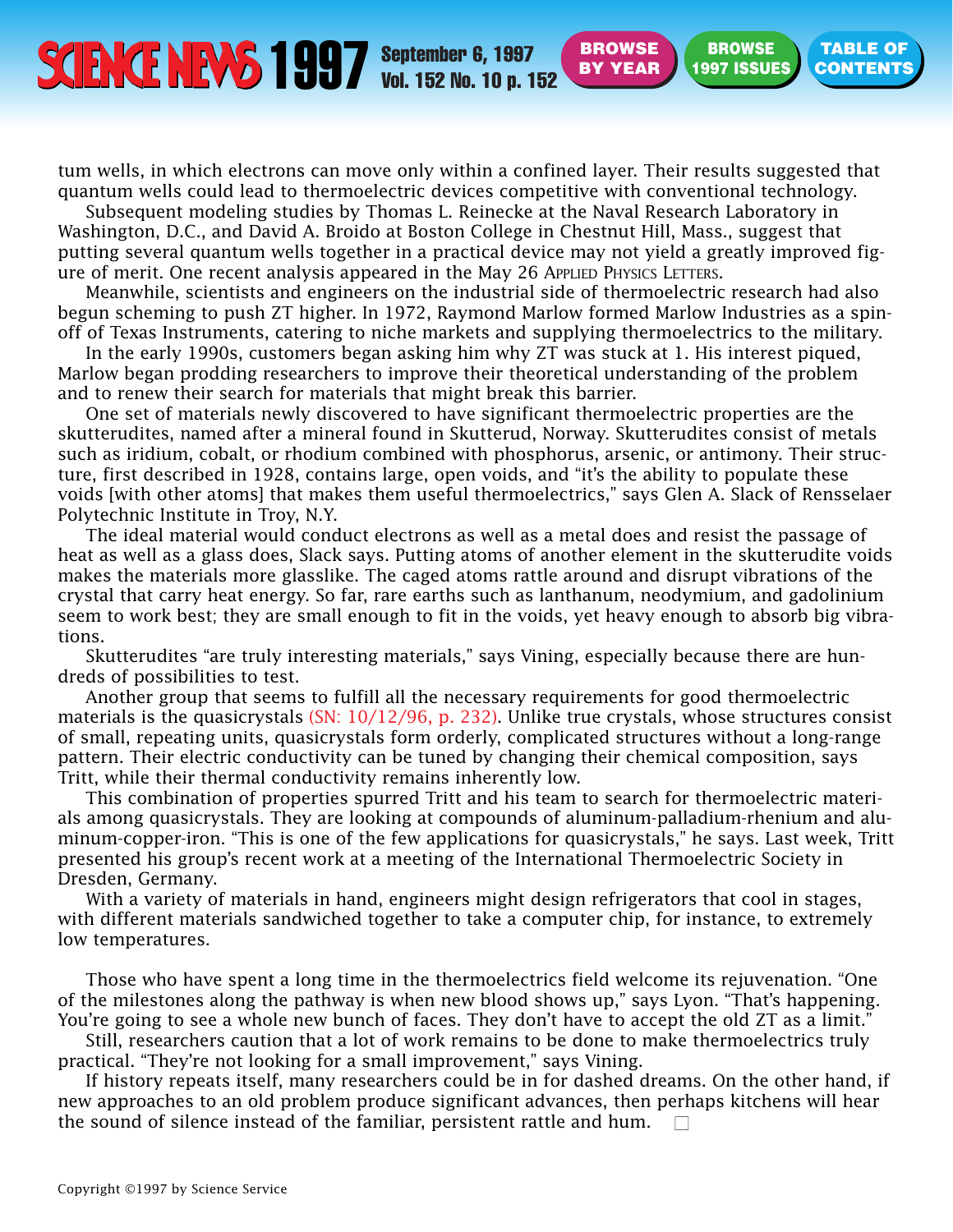tum wells, in which electrons can move only within a confined layer. Their results suggested that quantum wells could lead to thermoelectric devices competitive with conventional technology.

Subsequent modeling studies by Thomas L. Reinecke at the Naval Research Laboratory in Washington, D.C., and David A. Broido at Boston College in Chestnut Hill, Mass., suggest that putting several quantum wells together in a practical device may not yield a greatly improved figure of merit. One recent analysis appeared in the May 26 Applied Physics Letters.

Meanwhile, scientists and engineers on the industrial side of thermoelectric research had also begun scheming to push ZT higher. In 1972, Raymond Marlow formed Marlow Industries as a spin-off of Texas Instruments, catering to niche markets and supplying thermoelectrics to the military.

In the early 1990s, customers began asking him why ZT was stuck at 1. His interest piqued, Marlow began prodding researchers to improve their theoretical understanding of the problem and to renew their search for materials that might break this barrier.

One set of materials newly discovered to have significant thermoelectric properties are the skutterudites, named after a mineral found in Skutterud, Norway. Skutterudites consist of metals such as iridium, cobalt, or rhodium combined with phosphorus, arsenic, or antimony. Their structure, first described in 1928, contains large, open voids, and "it's the ability to populate these voids [with other atoms] that makes them useful thermoelectrics," says Glen A. Slack of Rensselaer Polytechnic Institute in Troy, N.Y.

The ideal material would conduct electrons as well as a metal does and resist the passage of heat as well as a glass does, Slack says. Putting atoms of another element in the skutterudite voids makes the materials more glasslike. The caged atoms rattle around and disrupt vibrations of the crystal that carry heat energy. So far, rare earths such as lanthanum, neodymium, and gadolinium seem to work best; they are small enough to fit in the voids, yet heavy enough to absorb big vibrations.

Skutterudites "are truly interesting materials," says Vining, especially because there are hundreds of possibilities to test.

Another group that seems to fulfill all the necessary requirements for good thermoelectric materials is the quasicrystals (SN: 10/12/96, p. 232). Unlike true crystals, whose structures consist of small, repeating units, quasicrystals form orderly, complicated structures without a long-range pattern. Their electric conductivity can be tuned by changing their chemical composition, says Tritt, while their thermal conductivity remains inherently low.

This combination of properties spurred Tritt and his team to search for thermoelectric materials among quasicrystals. They are looking at compounds of aluminum-palladium-rhenium and aluminum-copper-iron. "This is one of the few applications for quasicrystals," he says. Last week, Tritt presented his group's recent work at a meeting of the International Thermoelectric Society in Dresden, Germany.

With a variety of materials in hand, engineers might design refrigerators that cool in stages, with different materials sandwiched together to take a computer chip, for instance, to extremely low temperatures.

Those who have spent a long time in the thermoelectrics field welcome its rejuvenation. "One of the milestones along the pathway is when new blood shows up," says Lyon. "That's happening. You're going to see a whole new bunch of faces. They don't have to accept the old ZT as a limit."

Still, researchers caution that a lot of work remains to be done to make thermoelectrics truly practical. "They're not looking for a small improvement," says Vining.

If history repeats itself, many researchers could be in for dashed dreams. On the other hand, if new approaches to an old problem produce significant advances, then perhaps kitchens will hear the sound of silence instead of the familiar, persistent rattle and hum. □

Copyright ©1997 by Science Service